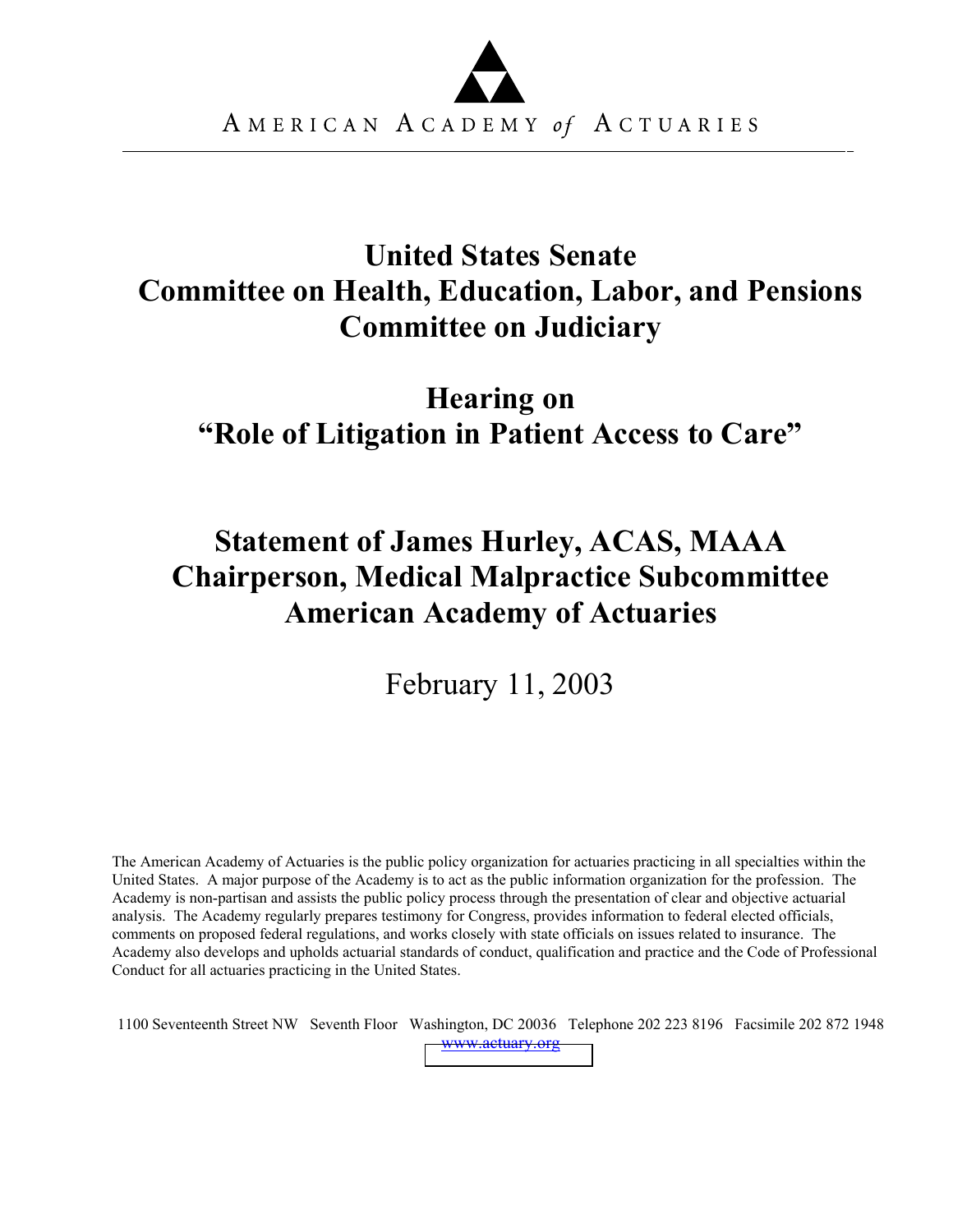AMERICAN ACADEMY *of* ACTUARIES

# United States Senate
# Committee on Health, Education, Labor, and Pensions
# Committee on Judiciary

## Hearing on
## "Role of Litigation in Patient Access to Care"

## Statement of James Hurley, ACAS, MAAA
## Chairperson, Medical Malpractice Subcommittee
## American Academy of Actuaries

February 11, 2003

The American Academy of Actuaries is the public policy organization for actuaries practicing in all specialties within the United States. A major purpose of the Academy is to act as the public information organization for the profession. The Academy is non-partisan and assists the public policy process through the presentation of clear and objective actuarial analysis. The Academy regularly prepares testimony for Congress, provides information to federal elected officials, comments on proposed federal regulations, and works closely with state officials on issues related to insurance. The Academy also develops and upholds actuarial standards of conduct, qualification and practice and the Code of Professional Conduct for all actuaries practicing in the United States.

1100 Seventeenth Street NW Seventh Floor Washington, DC 20036 Telephone 202 223 8196 Facsimile 202 872 1948
www.actuary.org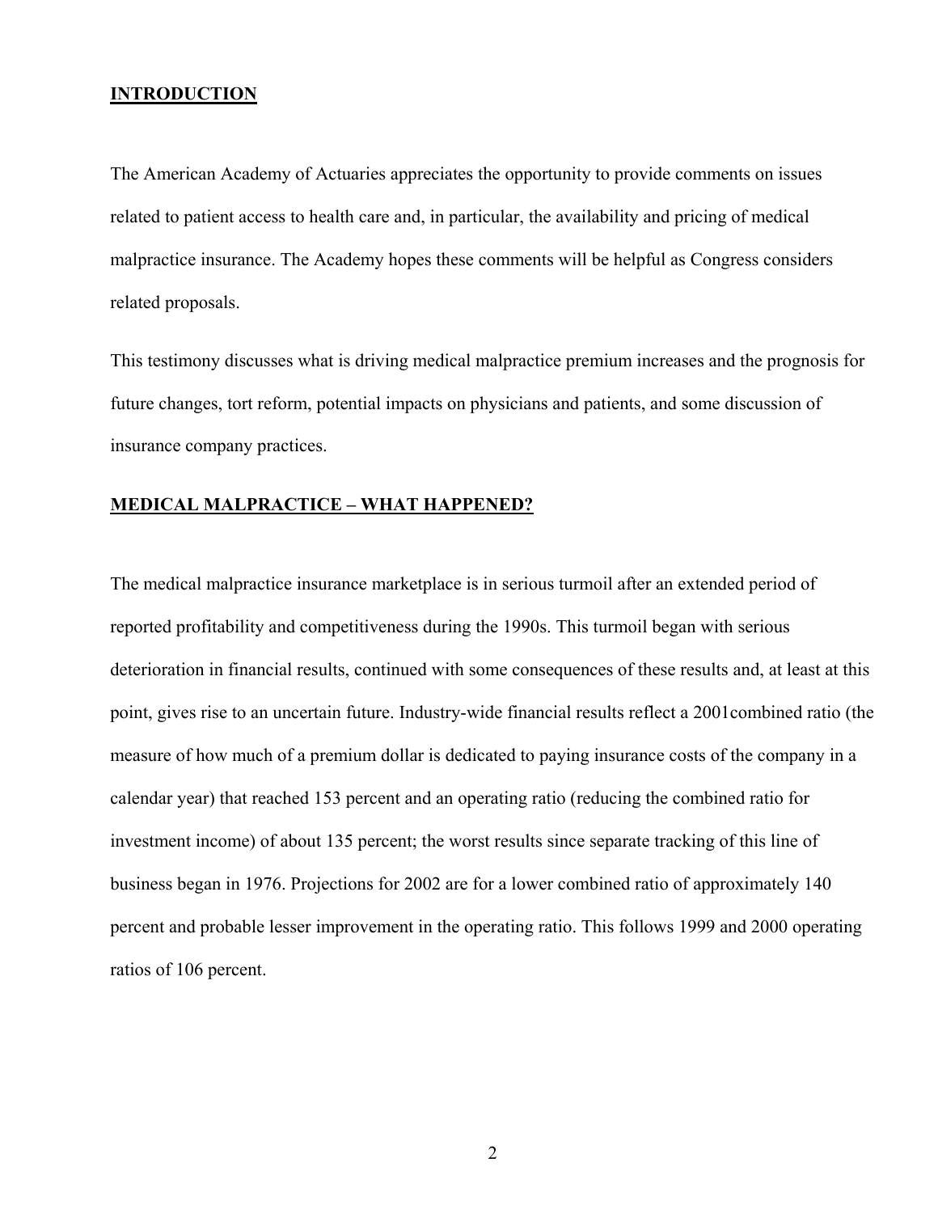## INTRODUCTION

The American Academy of Actuaries appreciates the opportunity to provide comments on issues related to patient access to health care and, in particular, the availability and pricing of medical malpractice insurance. The Academy hopes these comments will be helpful as Congress considers related proposals.

This testimony discusses what is driving medical malpractice premium increases and the prognosis for future changes, tort reform, potential impacts on physicians and patients, and some discussion of insurance company practices.

## MEDICAL MALPRACTICE – WHAT HAPPENED?

The medical malpractice insurance marketplace is in serious turmoil after an extended period of reported profitability and competitiveness during the 1990s. This turmoil began with serious deterioration in financial results, continued with some consequences of these results and, at least at this point, gives rise to an uncertain future. Industry-wide financial results reflect a 2001combined ratio (the measure of how much of a premium dollar is dedicated to paying insurance costs of the company in a calendar year) that reached 153 percent and an operating ratio (reducing the combined ratio for investment income) of about 135 percent; the worst results since separate tracking of this line of business began in 1976. Projections for 2002 are for a lower combined ratio of approximately 140 percent and probable lesser improvement in the operating ratio. This follows 1999 and 2000 operating ratios of 106 percent.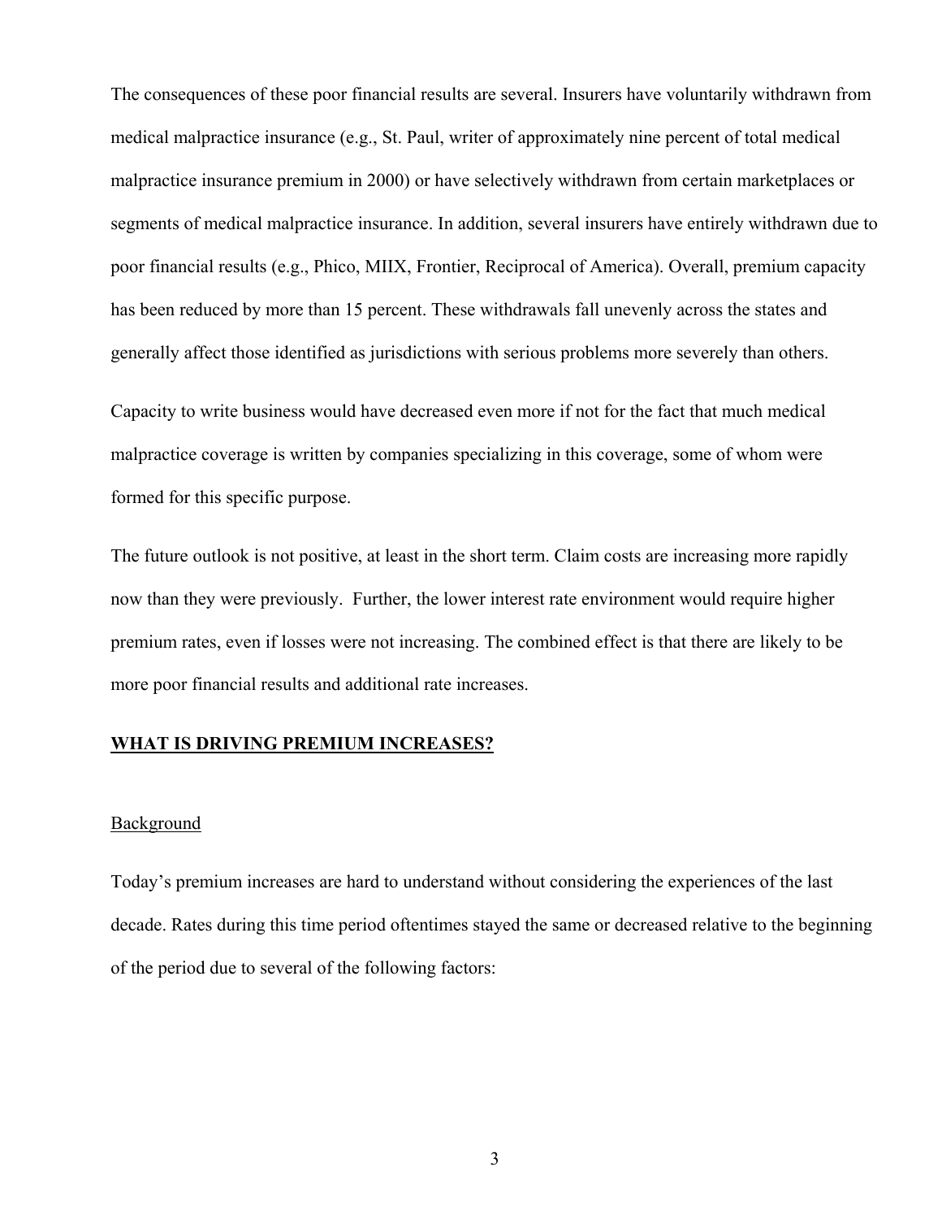The consequences of these poor financial results are several. Insurers have voluntarily withdrawn from medical malpractice insurance (e.g., St. Paul, writer of approximately nine percent of total medical malpractice insurance premium in 2000) or have selectively withdrawn from certain marketplaces or segments of medical malpractice insurance. In addition, several insurers have entirely withdrawn due to poor financial results (e.g., Phico, MIIX, Frontier, Reciprocal of America). Overall, premium capacity has been reduced by more than 15 percent. These withdrawals fall unevenly across the states and generally affect those identified as jurisdictions with serious problems more severely than others.

Capacity to write business would have decreased even more if not for the fact that much medical malpractice coverage is written by companies specializing in this coverage, some of whom were formed for this specific purpose.

The future outlook is not positive, at least in the short term. Claim costs are increasing more rapidly now than they were previously. Further, the lower interest rate environment would require higher premium rates, even if losses were not increasing. The combined effect is that there are likely to be more poor financial results and additional rate increases.

## WHAT IS DRIVING PREMIUM INCREASES?

### Background

Today's premium increases are hard to understand without considering the experiences of the last decade. Rates during this time period oftentimes stayed the same or decreased relative to the beginning of the period due to several of the following factors: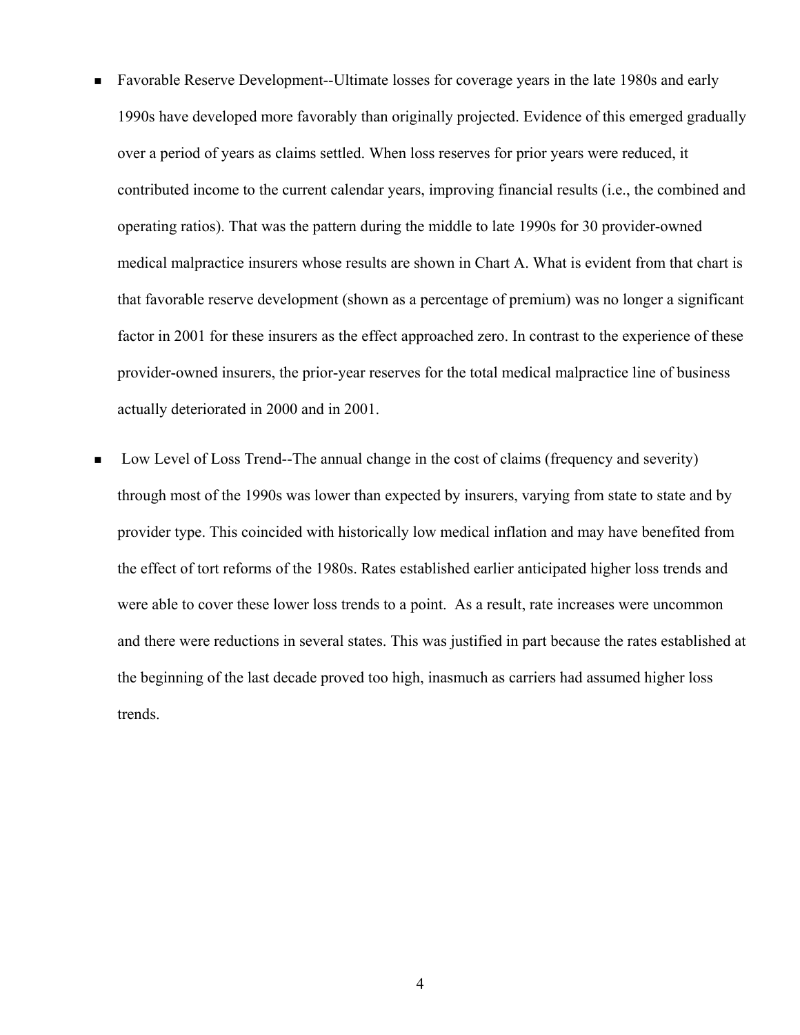- Favorable Reserve Development--Ultimate losses for coverage years in the late 1980s and early 1990s have developed more favorably than originally projected. Evidence of this emerged gradually over a period of years as claims settled. When loss reserves for prior years were reduced, it contributed income to the current calendar years, improving financial results (i.e., the combined and operating ratios). That was the pattern during the middle to late 1990s for 30 provider-owned medical malpractice insurers whose results are shown in Chart A. What is evident from that chart is that favorable reserve development (shown as a percentage of premium) was no longer a significant factor in 2001 for these insurers as the effect approached zero. In contrast to the experience of these provider-owned insurers, the prior-year reserves for the total medical malpractice line of business actually deteriorated in 2000 and in 2001.

- Low Level of Loss Trend--The annual change in the cost of claims (frequency and severity) through most of the 1990s was lower than expected by insurers, varying from state to state and by provider type. This coincided with historically low medical inflation and may have benefited from the effect of tort reforms of the 1980s. Rates established earlier anticipated higher loss trends and were able to cover these lower loss trends to a point. As a result, rate increases were uncommon and there were reductions in several states. This was justified in part because the rates established at the beginning of the last decade proved too high, inasmuch as carriers had assumed higher loss trends.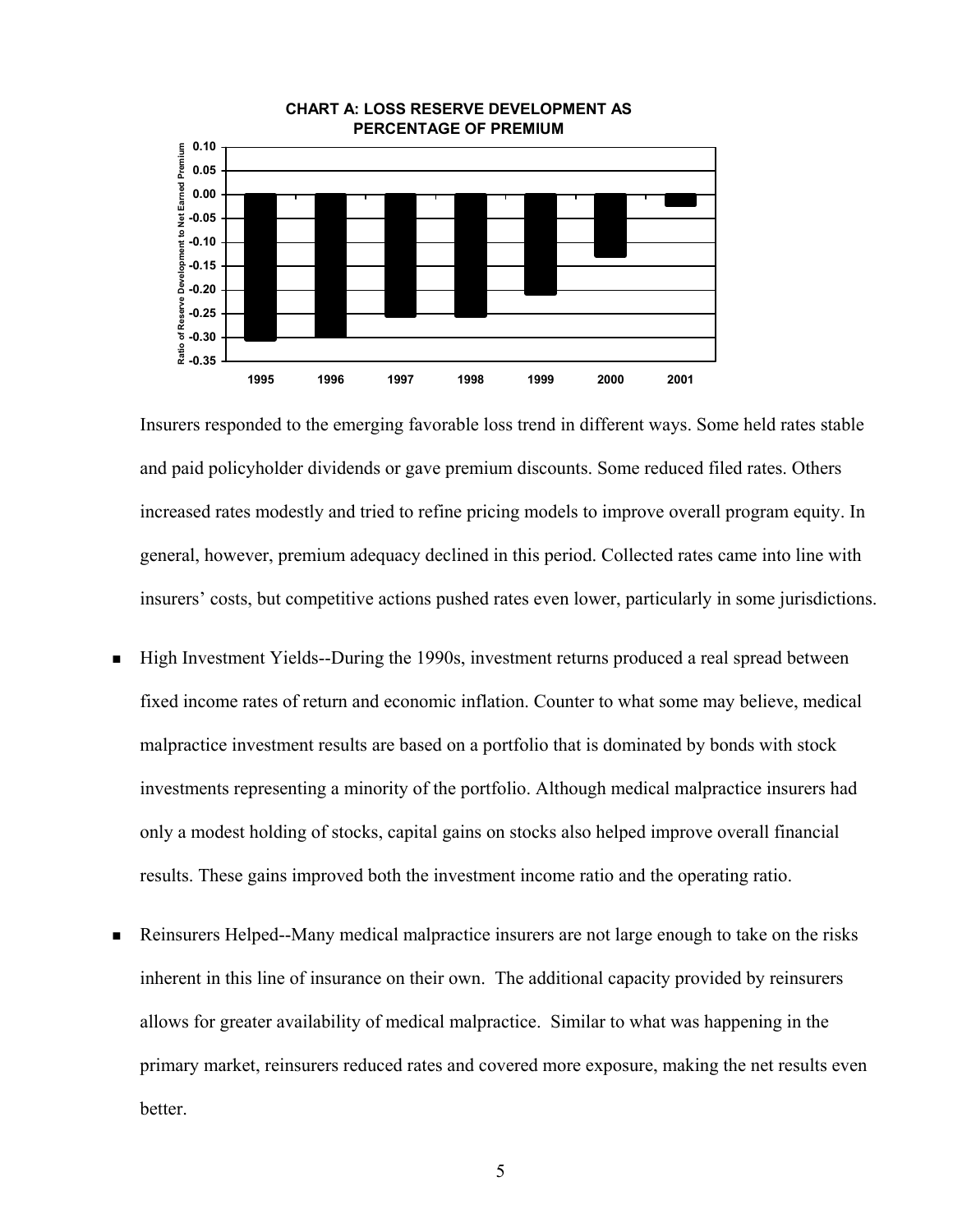**CHART A: LOSS RESERVE DEVELOPMENT AS PERCENTAGE OF PREMIUM**

Insurers responded to the emerging favorable loss trend in different ways. Some held rates stable and paid policyholder dividends or gave premium discounts. Some reduced filed rates. Others increased rates modestly and tried to refine pricing models to improve overall program equity. In general, however, premium adequacy declined in this period. Collected rates came into line with insurers' costs, but competitive actions pushed rates even lower, particularly in some jurisdictions.

- High Investment Yields--During the 1990s, investment returns produced a real spread between fixed income rates of return and economic inflation. Counter to what some may believe, medical malpractice investment results are based on a portfolio that is dominated by bonds with stock investments representing a minority of the portfolio. Although medical malpractice insurers had only a modest holding of stocks, capital gains on stocks also helped improve overall financial results. These gains improved both the investment income ratio and the operating ratio.

- Reinsurers Helped--Many medical malpractice insurers are not large enough to take on the risks inherent in this line of insurance on their own. The additional capacity provided by reinsurers allows for greater availability of medical malpractice. Similar to what was happening in the primary market, reinsurers reduced rates and covered more exposure, making the net results even better.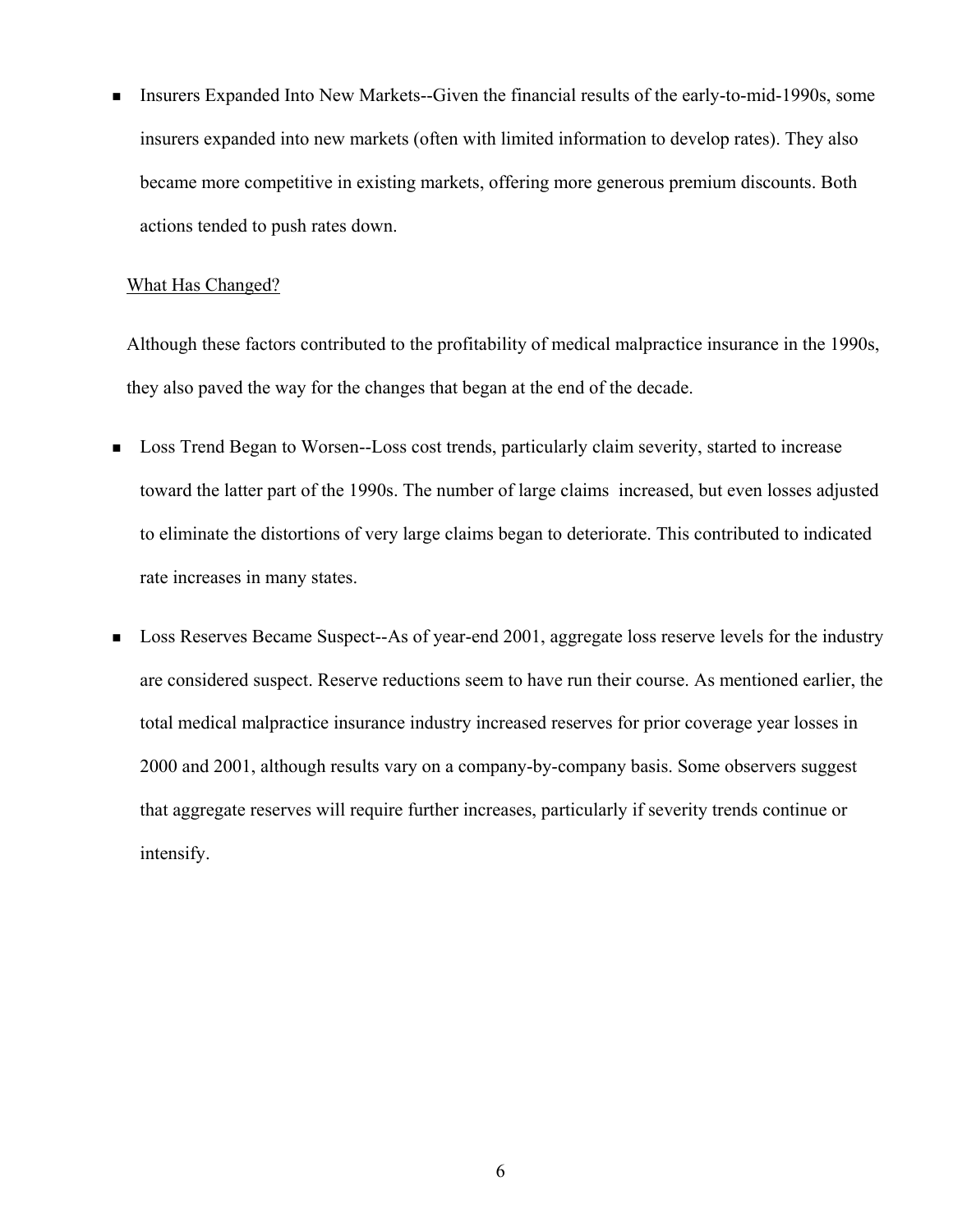- Insurers Expanded Into New Markets--Given the financial results of the early-to-mid-1990s, some insurers expanded into new markets (often with limited information to develop rates). They also became more competitive in existing markets, offering more generous premium discounts. Both actions tended to push rates down.

What Has Changed?

Although these factors contributed to the profitability of medical malpractice insurance in the 1990s, they also paved the way for the changes that began at the end of the decade.

- Loss Trend Began to Worsen--Loss cost trends, particularly claim severity, started to increase toward the latter part of the 1990s. The number of large claims increased, but even losses adjusted to eliminate the distortions of very large claims began to deteriorate. This contributed to indicated rate increases in many states.

- Loss Reserves Became Suspect--As of year-end 2001, aggregate loss reserve levels for the industry are considered suspect. Reserve reductions seem to have run their course. As mentioned earlier, the total medical malpractice insurance industry increased reserves for prior coverage year losses in 2000 and 2001, although results vary on a company-by-company basis. Some observers suggest that aggregate reserves will require further increases, particularly if severity trends continue or intensify.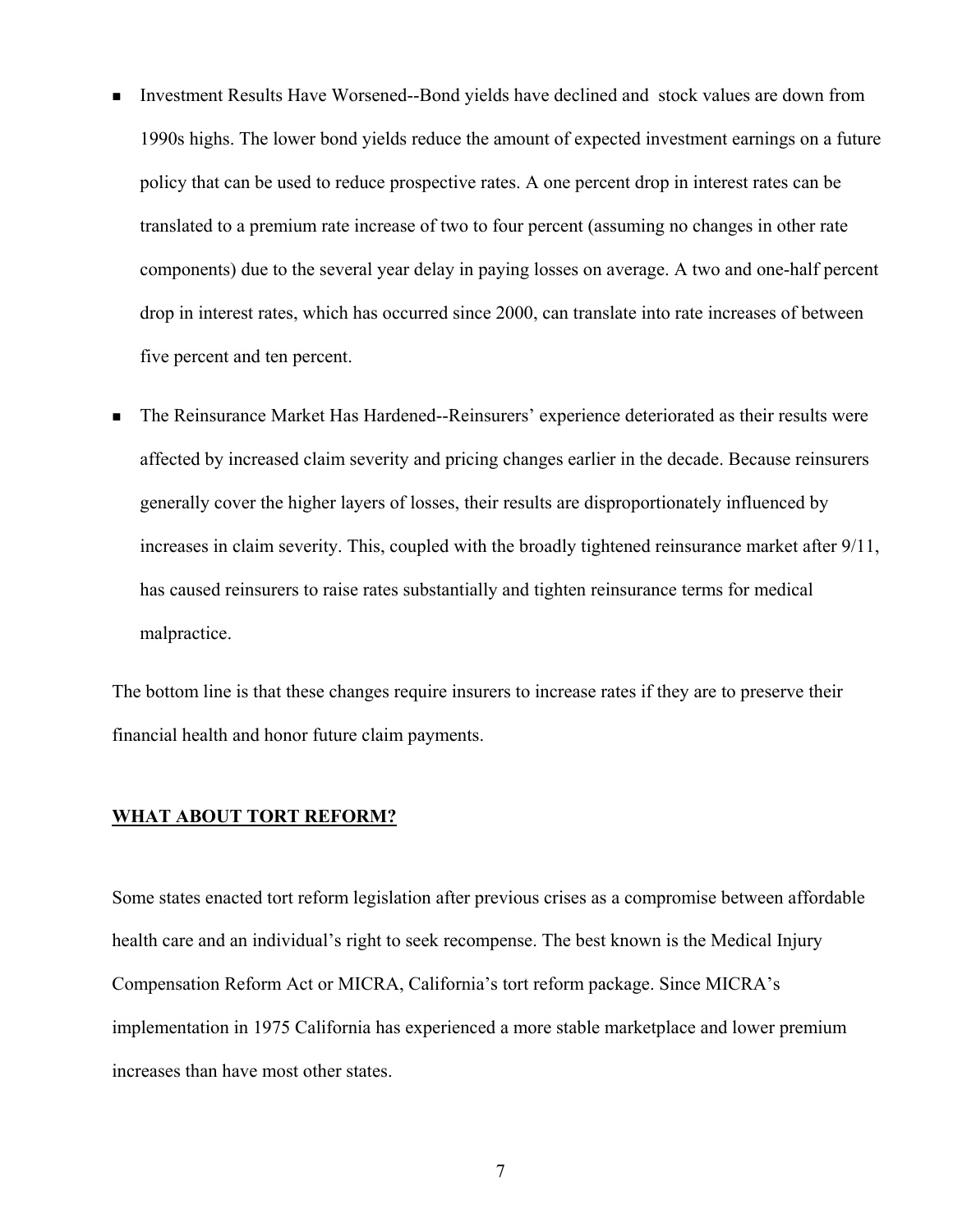- Investment Results Have Worsened--Bond yields have declined and stock values are down from 1990s highs. The lower bond yields reduce the amount of expected investment earnings on a future policy that can be used to reduce prospective rates. A one percent drop in interest rates can be translated to a premium rate increase of two to four percent (assuming no changes in other rate components) due to the several year delay in paying losses on average. A two and one-half percent drop in interest rates, which has occurred since 2000, can translate into rate increases of between five percent and ten percent.

- The Reinsurance Market Has Hardened--Reinsurers' experience deteriorated as their results were affected by increased claim severity and pricing changes earlier in the decade. Because reinsurers generally cover the higher layers of losses, their results are disproportionately influenced by increases in claim severity. This, coupled with the broadly tightened reinsurance market after 9/11, has caused reinsurers to raise rates substantially and tighten reinsurance terms for medical malpractice.

The bottom line is that these changes require insurers to increase rates if they are to preserve their financial health and honor future claim payments.

## WHAT ABOUT TORT REFORM?

Some states enacted tort reform legislation after previous crises as a compromise between affordable health care and an individual's right to seek recompense. The best known is the Medical Injury Compensation Reform Act or MICRA, California's tort reform package. Since MICRA's implementation in 1975 California has experienced a more stable marketplace and lower premium increases than have most other states.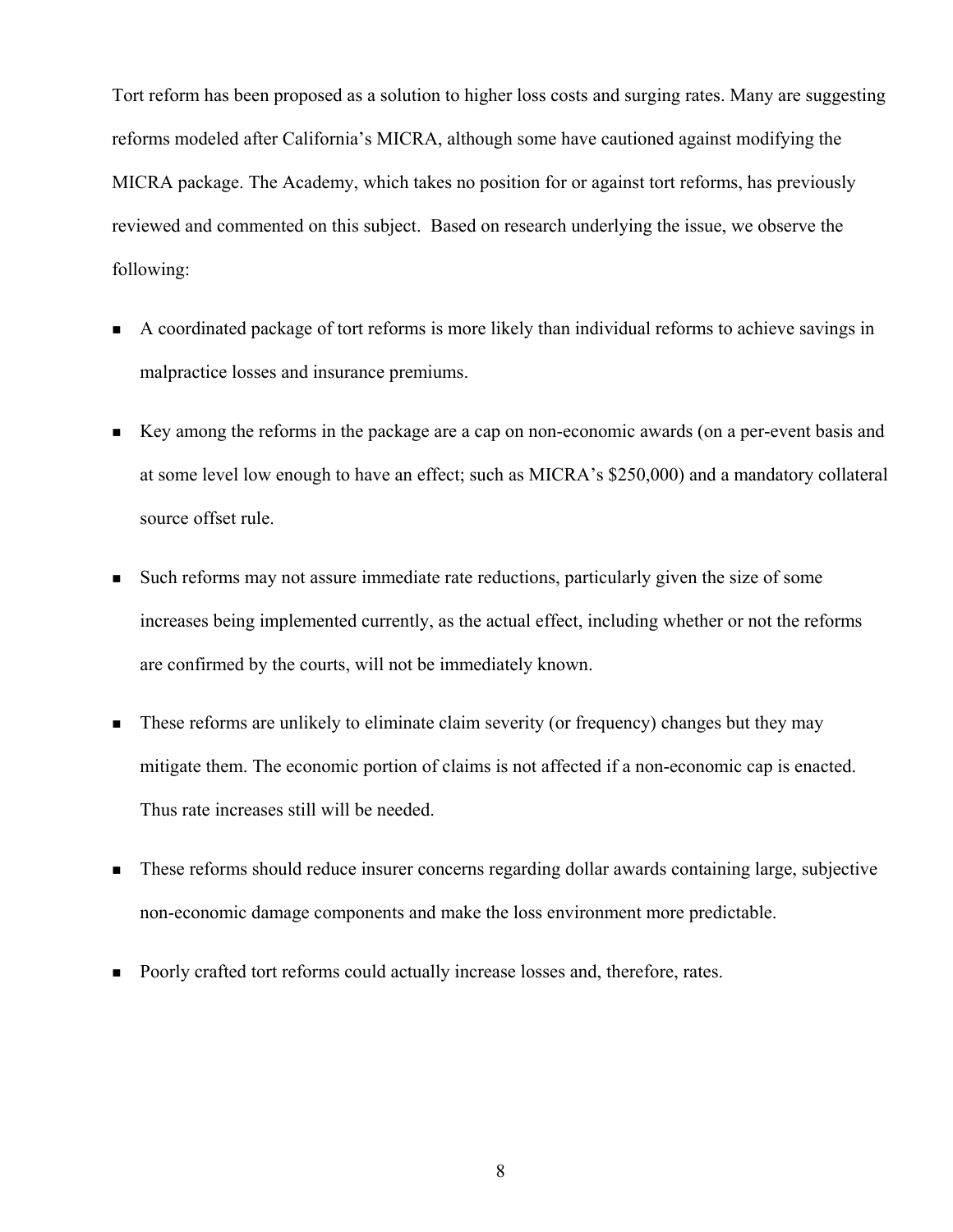Tort reform has been proposed as a solution to higher loss costs and surging rates. Many are suggesting reforms modeled after California's MICRA, although some have cautioned against modifying the MICRA package. The Academy, which takes no position for or against tort reforms, has previously reviewed and commented on this subject. Based on research underlying the issue, we observe the following:

- A coordinated package of tort reforms is more likely than individual reforms to achieve savings in malpractice losses and insurance premiums.
- Key among the reforms in the package are a cap on non-economic awards (on a per-event basis and at some level low enough to have an effect; such as MICRA's $250,000) and a mandatory collateral source offset rule.
- Such reforms may not assure immediate rate reductions, particularly given the size of some increases being implemented currently, as the actual effect, including whether or not the reforms are confirmed by the courts, will not be immediately known.
- These reforms are unlikely to eliminate claim severity (or frequency) changes but they may mitigate them. The economic portion of claims is not affected if a non-economic cap is enacted. Thus rate increases still will be needed.
- These reforms should reduce insurer concerns regarding dollar awards containing large, subjective non-economic damage components and make the loss environment more predictable.
- Poorly crafted tort reforms could actually increase losses and, therefore, rates.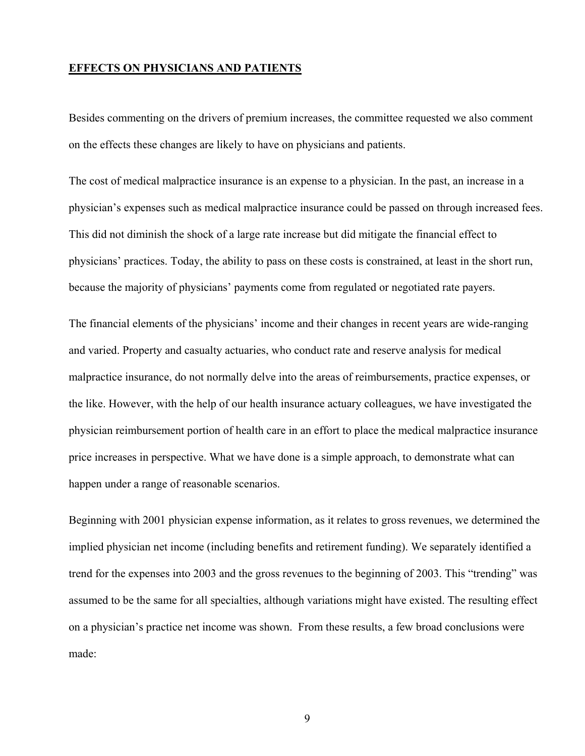## EFFECTS ON PHYSICIANS AND PATIENTS

Besides commenting on the drivers of premium increases, the committee requested we also comment on the effects these changes are likely to have on physicians and patients.

The cost of medical malpractice insurance is an expense to a physician. In the past, an increase in a physician's expenses such as medical malpractice insurance could be passed on through increased fees. This did not diminish the shock of a large rate increase but did mitigate the financial effect to physicians' practices. Today, the ability to pass on these costs is constrained, at least in the short run, because the majority of physicians' payments come from regulated or negotiated rate payers.

The financial elements of the physicians' income and their changes in recent years are wide-ranging and varied. Property and casualty actuaries, who conduct rate and reserve analysis for medical malpractice insurance, do not normally delve into the areas of reimbursements, practice expenses, or the like. However, with the help of our health insurance actuary colleagues, we have investigated the physician reimbursement portion of health care in an effort to place the medical malpractice insurance price increases in perspective. What we have done is a simple approach, to demonstrate what can happen under a range of reasonable scenarios.

Beginning with 2001 physician expense information, as it relates to gross revenues, we determined the implied physician net income (including benefits and retirement funding). We separately identified a trend for the expenses into 2003 and the gross revenues to the beginning of 2003. This "trending" was assumed to be the same for all specialties, although variations might have existed. The resulting effect on a physician's practice net income was shown. From these results, a few broad conclusions were made: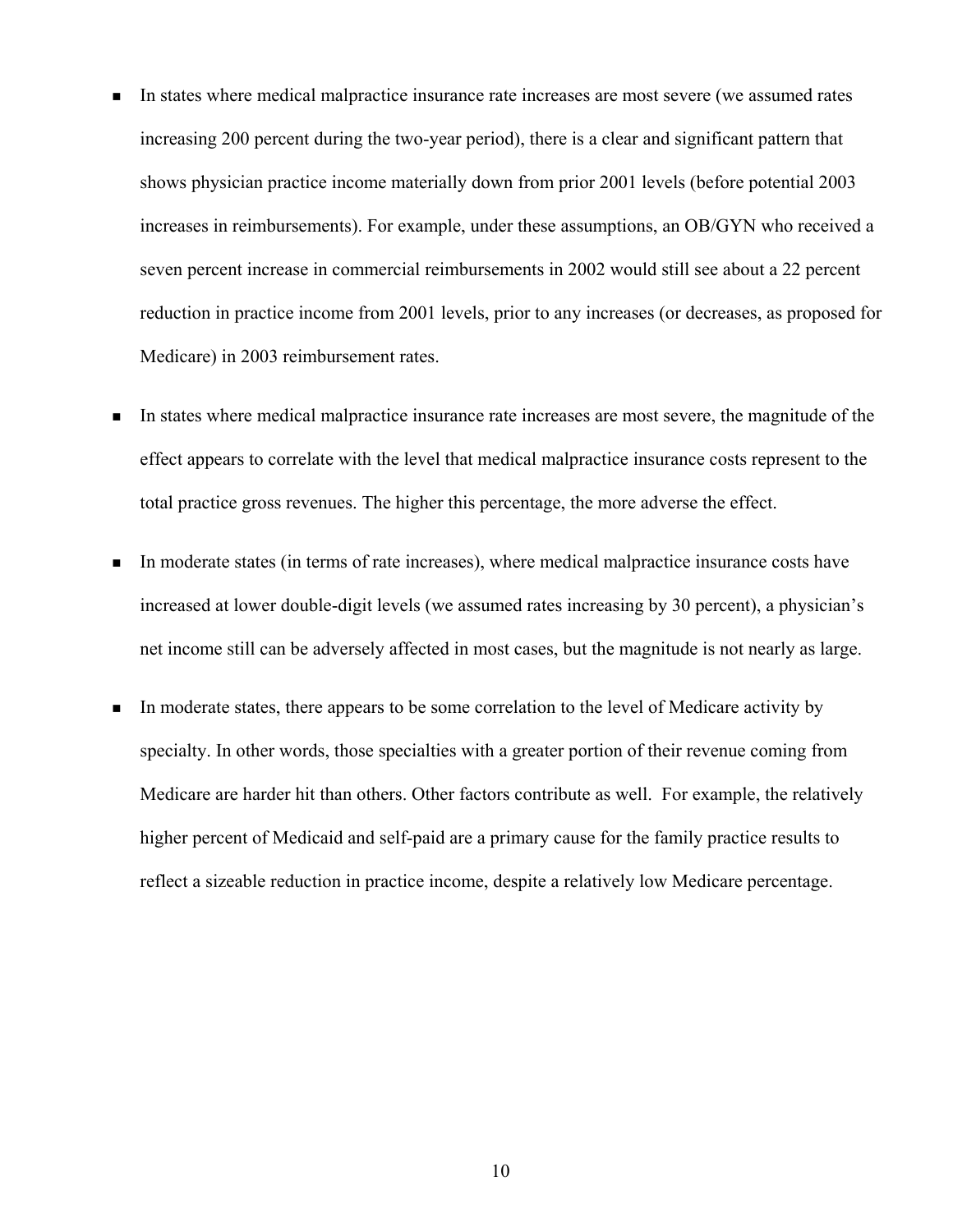- In states where medical malpractice insurance rate increases are most severe (we assumed rates increasing 200 percent during the two-year period), there is a clear and significant pattern that shows physician practice income materially down from prior 2001 levels (before potential 2003 increases in reimbursements). For example, under these assumptions, an OB/GYN who received a seven percent increase in commercial reimbursements in 2002 would still see about a 22 percent reduction in practice income from 2001 levels, prior to any increases (or decreases, as proposed for Medicare) in 2003 reimbursement rates.

- In states where medical malpractice insurance rate increases are most severe, the magnitude of the effect appears to correlate with the level that medical malpractice insurance costs represent to the total practice gross revenues. The higher this percentage, the more adverse the effect.

- In moderate states (in terms of rate increases), where medical malpractice insurance costs have increased at lower double-digit levels (we assumed rates increasing by 30 percent), a physician's net income still can be adversely affected in most cases, but the magnitude is not nearly as large.

- In moderate states, there appears to be some correlation to the level of Medicare activity by specialty. In other words, those specialties with a greater portion of their revenue coming from Medicare are harder hit than others. Other factors contribute as well. For example, the relatively higher percent of Medicaid and self-paid are a primary cause for the family practice results to reflect a sizeable reduction in practice income, despite a relatively low Medicare percentage.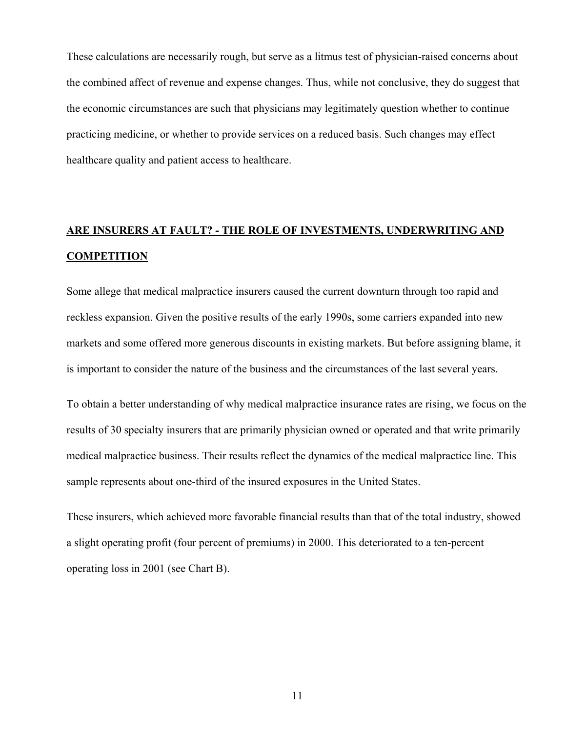These calculations are necessarily rough, but serve as a litmus test of physician-raised concerns about the combined affect of revenue and expense changes. Thus, while not conclusive, they do suggest that the economic circumstances are such that physicians may legitimately question whether to continue practicing medicine, or whether to provide services on a reduced basis. Such changes may effect healthcare quality and patient access to healthcare.

## ARE INSURERS AT FAULT? - THE ROLE OF INVESTMENTS, UNDERWRITING AND COMPETITION

Some allege that medical malpractice insurers caused the current downturn through too rapid and reckless expansion. Given the positive results of the early 1990s, some carriers expanded into new markets and some offered more generous discounts in existing markets. But before assigning blame, it is important to consider the nature of the business and the circumstances of the last several years.

To obtain a better understanding of why medical malpractice insurance rates are rising, we focus on the results of 30 specialty insurers that are primarily physician owned or operated and that write primarily medical malpractice business. Their results reflect the dynamics of the medical malpractice line. This sample represents about one-third of the insured exposures in the United States.

These insurers, which achieved more favorable financial results than that of the total industry, showed a slight operating profit (four percent of premiums) in 2000. This deteriorated to a ten-percent operating loss in 2001 (see Chart B).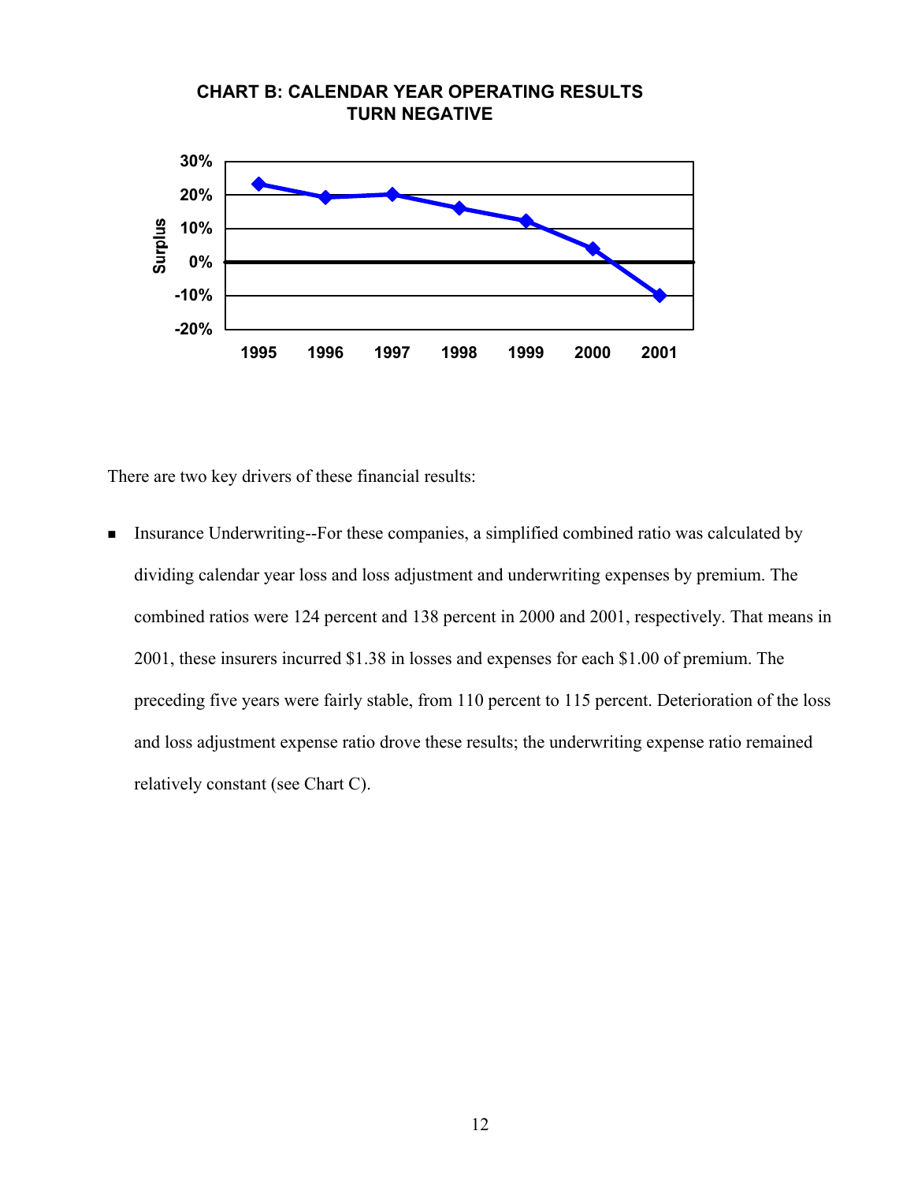**CHART B: CALENDAR YEAR OPERATING RESULTS TURN NEGATIVE**

There are two key drivers of these financial results:

- Insurance Underwriting--For these companies, a simplified combined ratio was calculated by dividing calendar year loss and loss adjustment and underwriting expenses by premium. The combined ratios were 124 percent and 138 percent in 2000 and 2001, respectively. That means in 2001, these insurers incurred $1.38 in losses and expenses for each $1.00 of premium. The preceding five years were fairly stable, from 110 percent to 115 percent. Deterioration of the loss and loss adjustment expense ratio drove these results; the underwriting expense ratio remained relatively constant (see Chart C).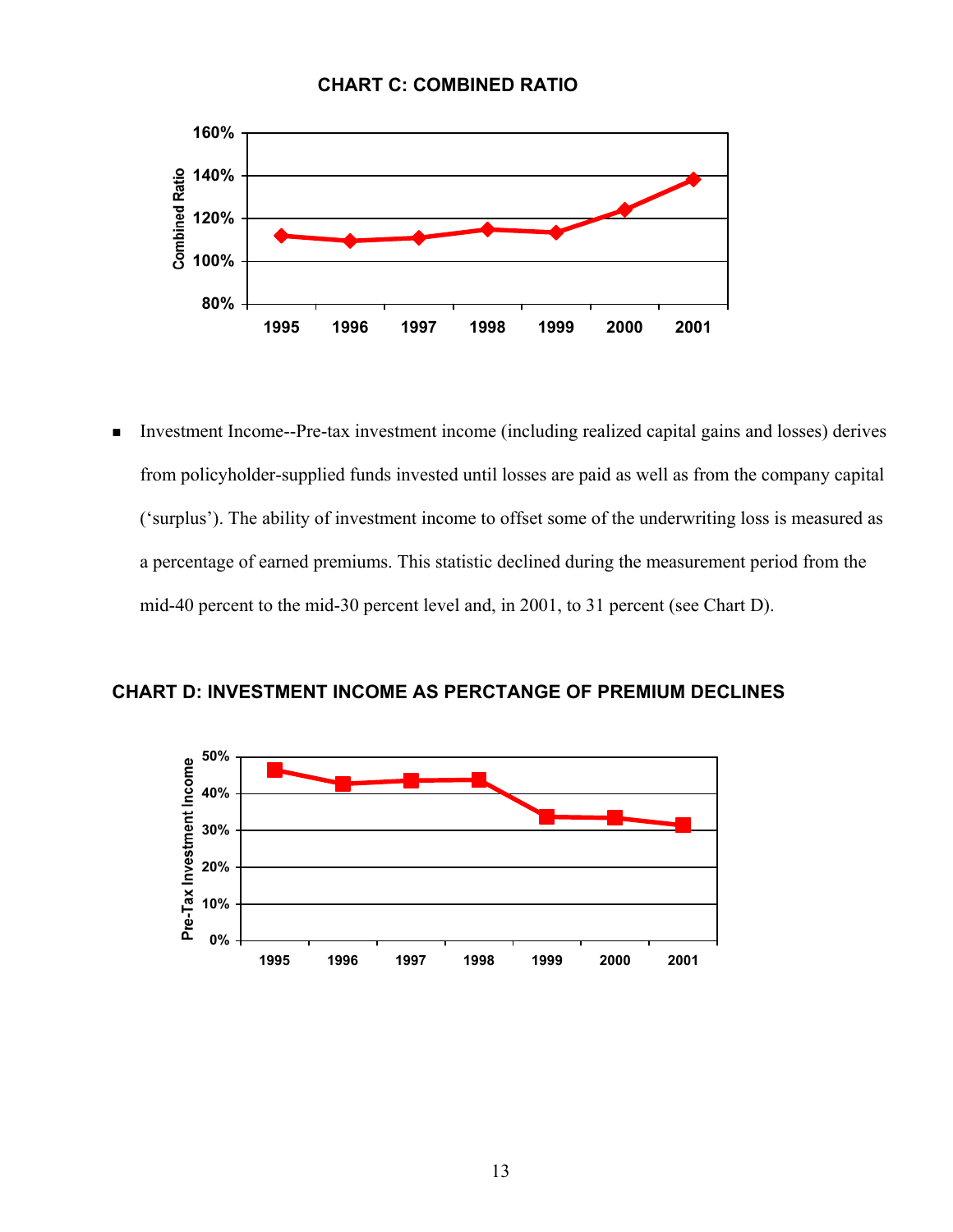**CHART C: COMBINED RATIO**

- Investment Income--Pre-tax investment income (including realized capital gains and losses) derives from policyholder-supplied funds invested until losses are paid as well as from the company capital ('surplus'). The ability of investment income to offset some of the underwriting loss is measured as a percentage of earned premiums. This statistic declined during the measurement period from the mid-40 percent to the mid-30 percent level and, in 2001, to 31 percent (see Chart D).

**CHART D: INVESTMENT INCOME AS PERCTANGE OF PREMIUM DECLINES**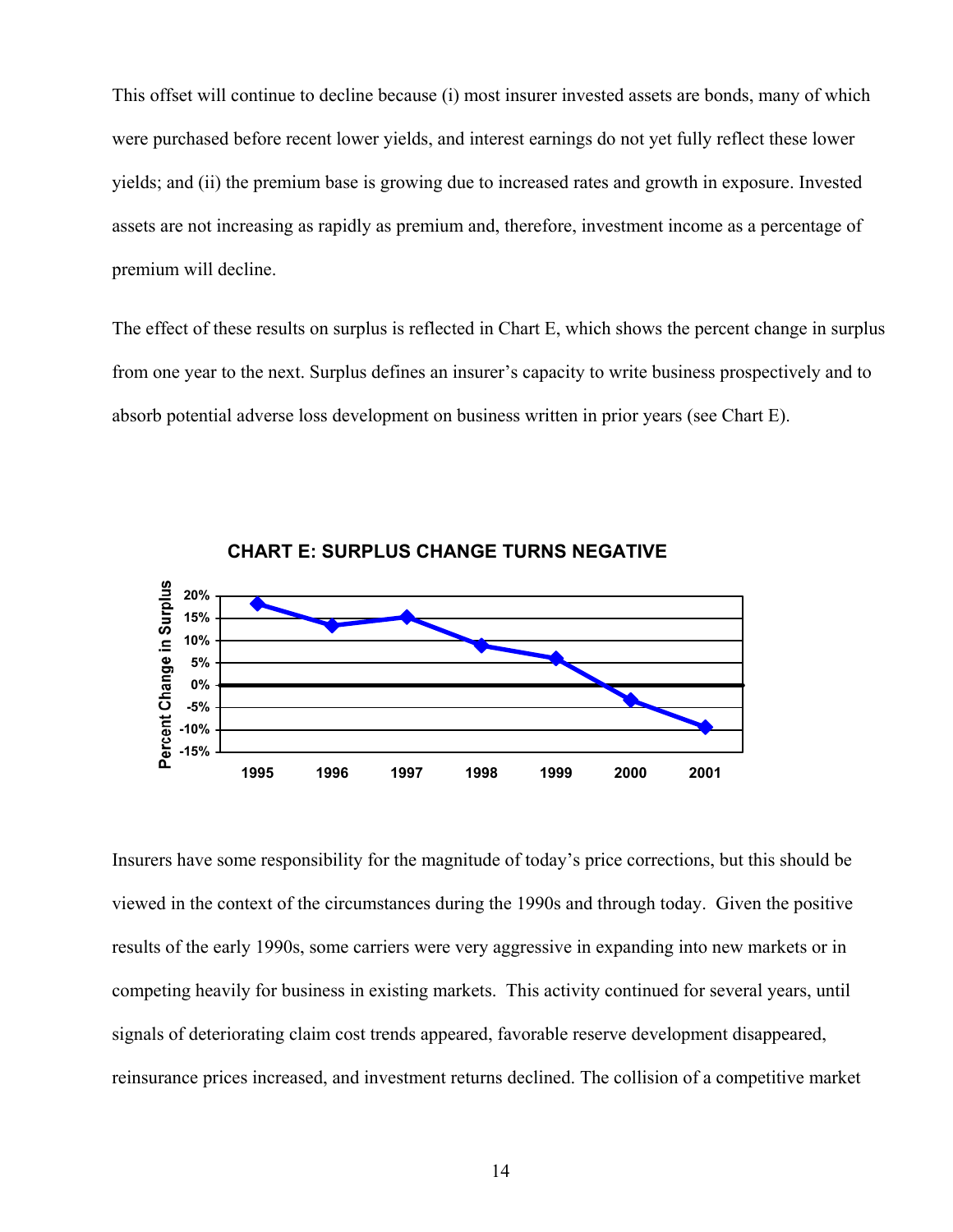This offset will continue to decline because (i) most insurer invested assets are bonds, many of which were purchased before recent lower yields, and interest earnings do not yet fully reflect these lower yields; and (ii) the premium base is growing due to increased rates and growth in exposure. Invested assets are not increasing as rapidly as premium and, therefore, investment income as a percentage of premium will decline.

The effect of these results on surplus is reflected in Chart E, which shows the percent change in surplus from one year to the next. Surplus defines an insurer's capacity to write business prospectively and to absorb potential adverse loss development on business written in prior years (see Chart E).

**CHART E: SURPLUS CHANGE TURNS NEGATIVE**

Insurers have some responsibility for the magnitude of today's price corrections, but this should be viewed in the context of the circumstances during the 1990s and through today. Given the positive results of the early 1990s, some carriers were very aggressive in expanding into new markets or in competing heavily for business in existing markets. This activity continued for several years, until signals of deteriorating claim cost trends appeared, favorable reserve development disappeared, reinsurance prices increased, and investment returns declined. The collision of a competitive market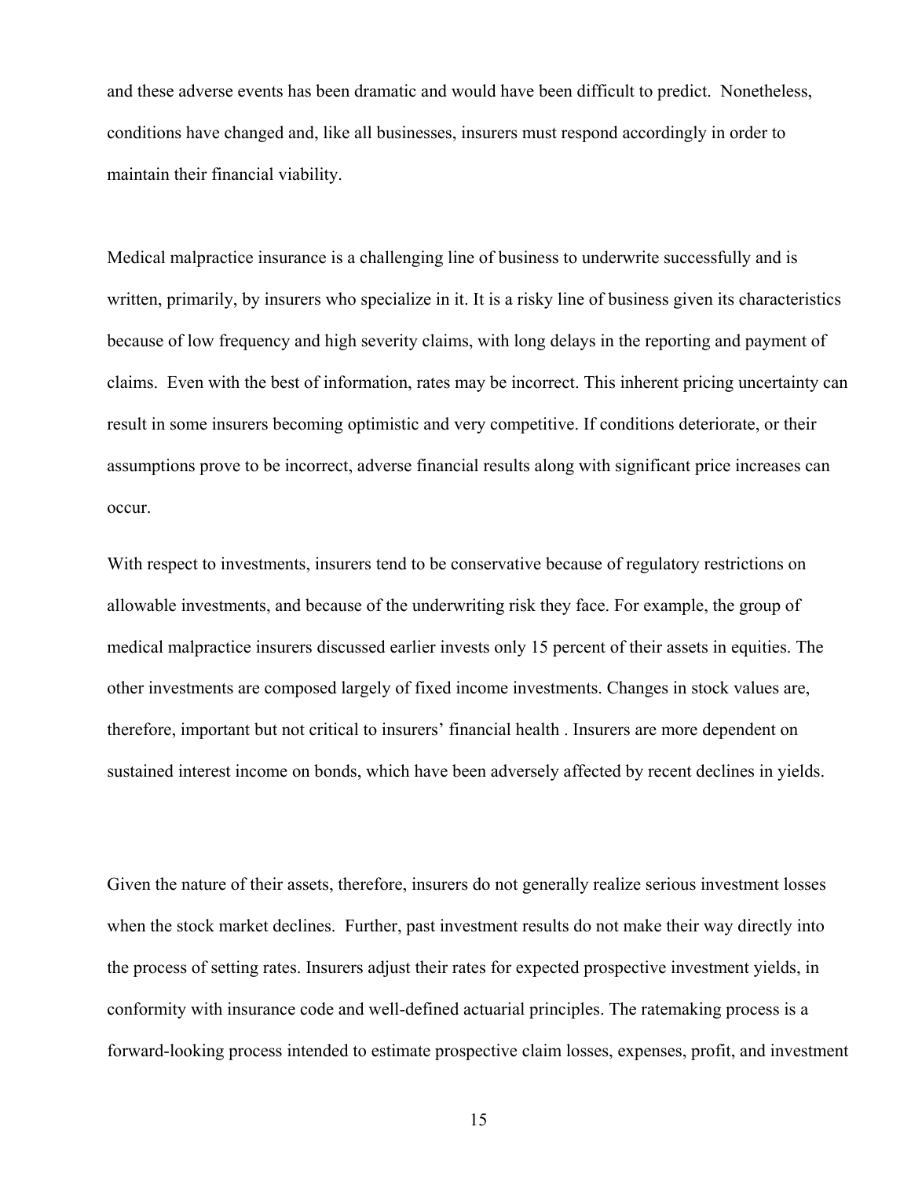and these adverse events has been dramatic and would have been difficult to predict. Nonetheless, conditions have changed and, like all businesses, insurers must respond accordingly in order to maintain their financial viability.

Medical malpractice insurance is a challenging line of business to underwrite successfully and is written, primarily, by insurers who specialize in it. It is a risky line of business given its characteristics because of low frequency and high severity claims, with long delays in the reporting and payment of claims. Even with the best of information, rates may be incorrect. This inherent pricing uncertainty can result in some insurers becoming optimistic and very competitive. If conditions deteriorate, or their assumptions prove to be incorrect, adverse financial results along with significant price increases can occur.

With respect to investments, insurers tend to be conservative because of regulatory restrictions on allowable investments, and because of the underwriting risk they face. For example, the group of medical malpractice insurers discussed earlier invests only 15 percent of their assets in equities. The other investments are composed largely of fixed income investments. Changes in stock values are, therefore, important but not critical to insurers' financial health . Insurers are more dependent on sustained interest income on bonds, which have been adversely affected by recent declines in yields.

Given the nature of their assets, therefore, insurers do not generally realize serious investment losses when the stock market declines. Further, past investment results do not make their way directly into the process of setting rates. Insurers adjust their rates for expected prospective investment yields, in conformity with insurance code and well-defined actuarial principles. The ratemaking process is a forward-looking process intended to estimate prospective claim losses, expenses, profit, and investment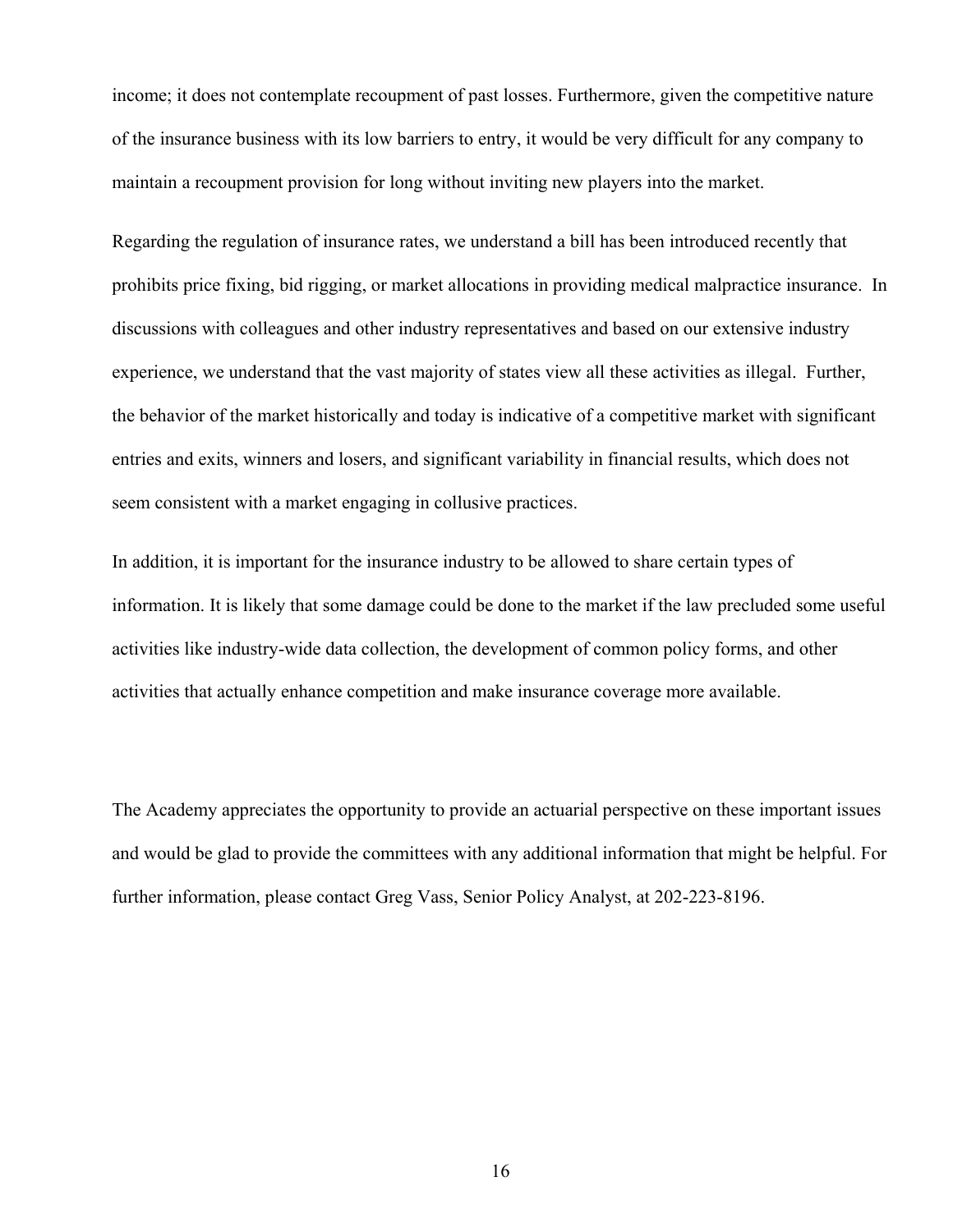income; it does not contemplate recoupment of past losses. Furthermore, given the competitive nature of the insurance business with its low barriers to entry, it would be very difficult for any company to maintain a recoupment provision for long without inviting new players into the market.

Regarding the regulation of insurance rates, we understand a bill has been introduced recently that prohibits price fixing, bid rigging, or market allocations in providing medical malpractice insurance. In discussions with colleagues and other industry representatives and based on our extensive industry experience, we understand that the vast majority of states view all these activities as illegal. Further, the behavior of the market historically and today is indicative of a competitive market with significant entries and exits, winners and losers, and significant variability in financial results, which does not seem consistent with a market engaging in collusive practices.

In addition, it is important for the insurance industry to be allowed to share certain types of information. It is likely that some damage could be done to the market if the law precluded some useful activities like industry-wide data collection, the development of common policy forms, and other activities that actually enhance competition and make insurance coverage more available.

The Academy appreciates the opportunity to provide an actuarial perspective on these important issues and would be glad to provide the committees with any additional information that might be helpful. For further information, please contact Greg Vass, Senior Policy Analyst, at 202-223-8196.